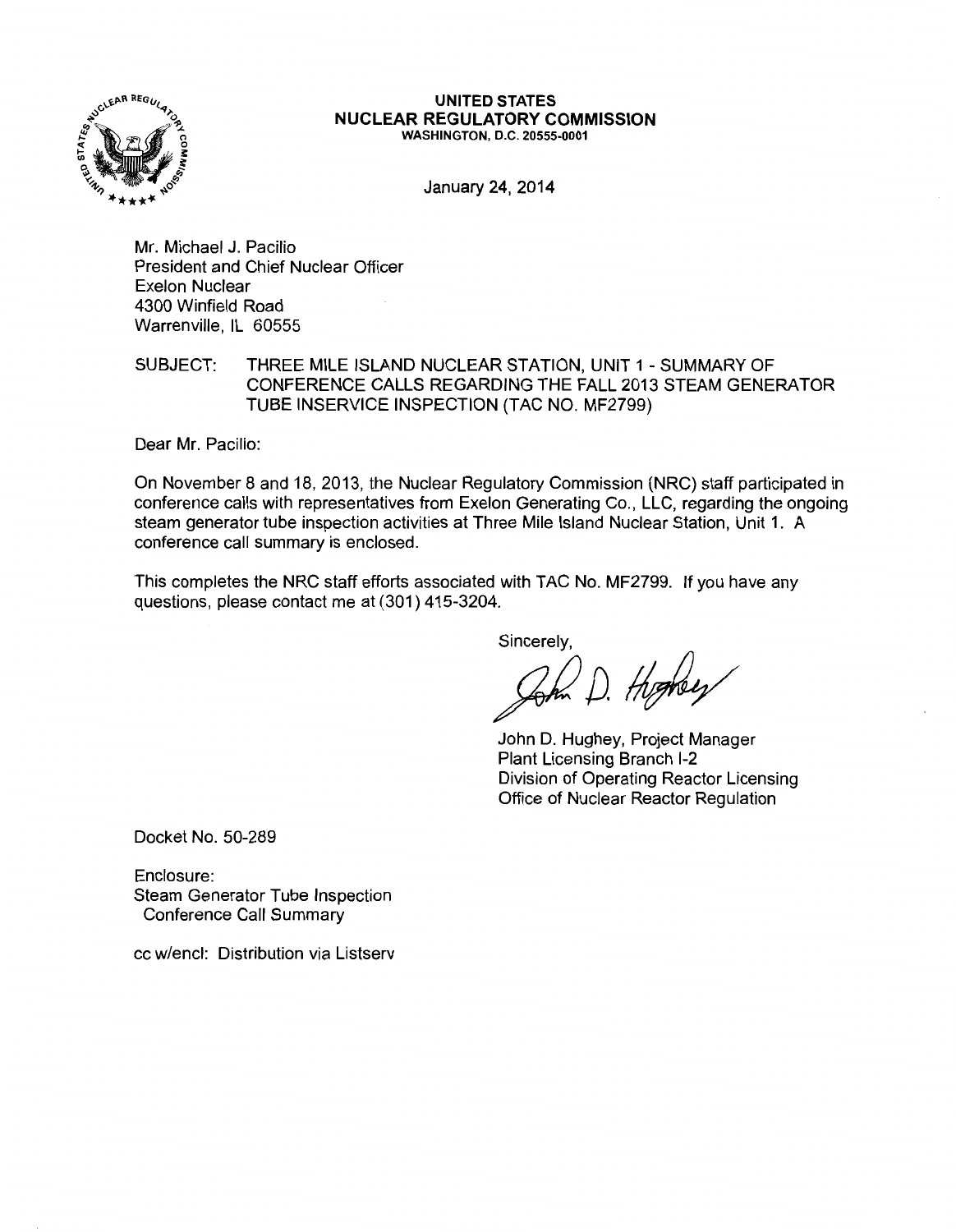**UNITED STATES**
**NUCLEAR REGULATORY COMMISSION**
WASHINGTON, D.C. 20555-0001

January 24, 2014

Mr. Michael J. Pacilio
President and Chief Nuclear Officer
Exelon Nuclear
4300 Winfield Road
Warrenville, IL 60555

SUBJECT: THREE MILE ISLAND NUCLEAR STATION, UNIT 1 - SUMMARY OF CONFERENCE CALLS REGARDING THE FALL 2013 STEAM GENERATOR TUBE INSERVICE INSPECTION (TAC NO. MF2799)

Dear Mr. Pacilio:

On November 8 and 18, 2013, the Nuclear Regulatory Commission (NRC) staff participated in conference calls with representatives from Exelon Generating Co., LLC, regarding the ongoing steam generator tube inspection activities at Three Mile Island Nuclear Station, Unit 1. A conference call summary is enclosed.

This completes the NRC staff efforts associated with TAC No. MF2799. If you have any questions, please contact me at (301) 415-3204.

Sincerely,

John D. Hughey, Project Manager
Plant Licensing Branch I-2
Division of Operating Reactor Licensing
Office of Nuclear Reactor Regulation

Docket No. 50-289

Enclosure:
Steam Generator Tube Inspection
Conference Call Summary

cc w/encl: Distribution via Listserv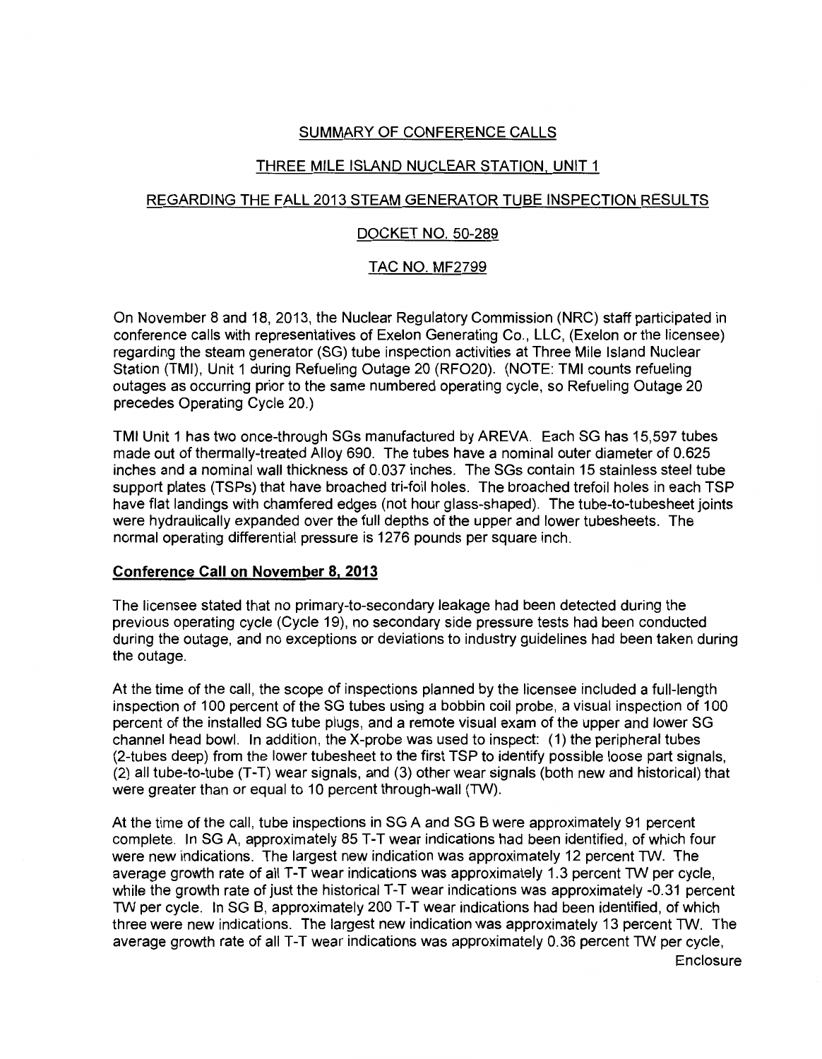SUMMARY OF CONFERENCE CALLS

THREE MILE ISLAND NUCLEAR STATION, UNIT 1

REGARDING THE FALL 2013 STEAM GENERATOR TUBE INSPECTION RESULTS

DOCKET NO. 50-289

TAC NO. MF2799

On November 8 and 18, 2013, the Nuclear Regulatory Commission (NRC) staff participated in conference calls with representatives of Exelon Generating Co., LLC, (Exelon or the licensee) regarding the steam generator (SG) tube inspection activities at Three Mile Island Nuclear Station (TMI), Unit 1 during Refueling Outage 20 (RFO20). (NOTE: TMI counts refueling outages as occurring prior to the same numbered operating cycle, so Refueling Outage 20 precedes Operating Cycle 20.)

TMI Unit 1 has two once-through SGs manufactured by AREVA. Each SG has 15,597 tubes made out of thermally-treated Alloy 690. The tubes have a nominal outer diameter of 0.625 inches and a nominal wall thickness of 0.037 inches. The SGs contain 15 stainless steel tube support plates (TSPs) that have broached tri-foil holes. The broached trefoil holes in each TSP have flat landings with chamfered edges (not hour glass-shaped). The tube-to-tubesheet joints were hydraulically expanded over the full depths of the upper and lower tubesheets. The normal operating differential pressure is 1276 pounds per square inch.

## Conference Call on November 8, 2013

The licensee stated that no primary-to-secondary leakage had been detected during the previous operating cycle (Cycle 19), no secondary side pressure tests had been conducted during the outage, and no exceptions or deviations to industry guidelines had been taken during the outage.

At the time of the call, the scope of inspections planned by the licensee included a full-length inspection of 100 percent of the SG tubes using a bobbin coil probe, a visual inspection of 100 percent of the installed SG tube plugs, and a remote visual exam of the upper and lower SG channel head bowl. In addition, the X-probe was used to inspect: (1) the peripheral tubes (2-tubes deep) from the lower tubesheet to the first TSP to identify possible loose part signals, (2) all tube-to-tube (T-T) wear signals, and (3) other wear signals (both new and historical) that were greater than or equal to 10 percent through-wall (TW).

At the time of the call, tube inspections in SG A and SG B were approximately 91 percent complete. In SG A, approximately 85 T-T wear indications had been identified, of which four were new indications. The largest new indication was approximately 12 percent TW. The average growth rate of all T-T wear indications was approximately 1.3 percent TW per cycle, while the growth rate of just the historical T-T wear indications was approximately -0.31 percent TW per cycle. In SG B, approximately 200 T-T wear indications had been identified, of which three were new indications. The largest new indication was approximately 13 percent TW. The average growth rate of all T-T wear indications was approximately 0.36 percent TW per cycle,

Enclosure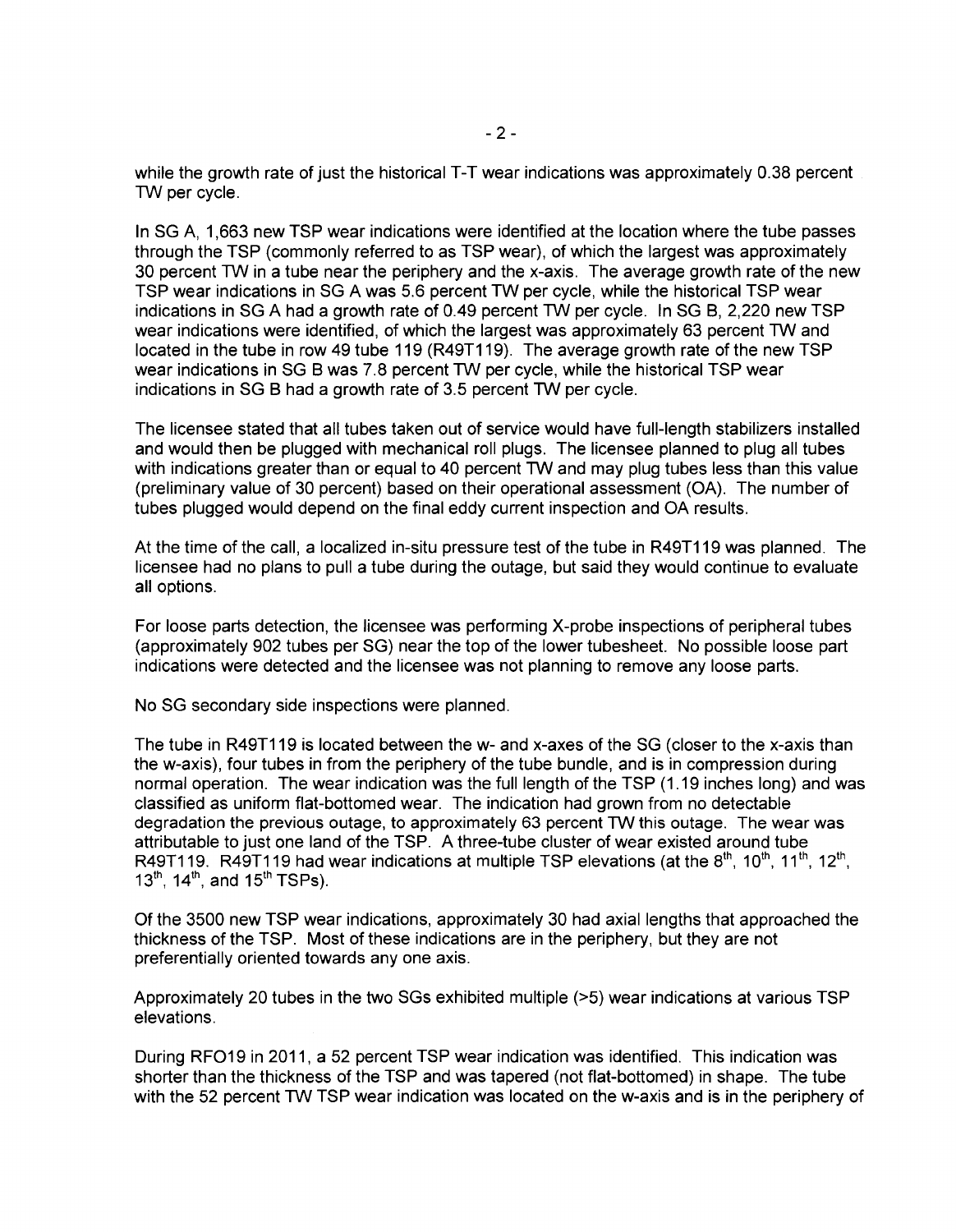while the growth rate of just the historical T-T wear indications was approximately 0.38 percent TW per cycle.

In SG A, 1,663 new TSP wear indications were identified at the location where the tube passes through the TSP (commonly referred to as TSP wear), of which the largest was approximately 30 percent TW in a tube near the periphery and the x-axis. The average growth rate of the new TSP wear indications in SG A was 5.6 percent TW per cycle, while the historical TSP wear indications in SG A had a growth rate of 0.49 percent TW per cycle. In SG B, 2,220 new TSP wear indications were identified, of which the largest was approximately 63 percent TW and located in the tube in row 49 tube 119 (R49T119). The average growth rate of the new TSP wear indications in SG B was 7.8 percent TW per cycle, while the historical TSP wear indications in SG B had a growth rate of 3.5 percent TW per cycle.

The licensee stated that all tubes taken out of service would have full-length stabilizers installed and would then be plugged with mechanical roll plugs. The licensee planned to plug all tubes with indications greater than or equal to 40 percent TW and may plug tubes less than this value (preliminary value of 30 percent) based on their operational assessment (OA). The number of tubes plugged would depend on the final eddy current inspection and OA results.

At the time of the call, a localized in-situ pressure test of the tube in R49T119 was planned. The licensee had no plans to pull a tube during the outage, but said they would continue to evaluate all options.

For loose parts detection, the licensee was performing X-probe inspections of peripheral tubes (approximately 902 tubes per SG) near the top of the lower tubesheet. No possible loose part indications were detected and the licensee was not planning to remove any loose parts.

No SG secondary side inspections were planned.

The tube in R49T119 is located between the w- and x-axes of the SG (closer to the x-axis than the w-axis), four tubes in from the periphery of the tube bundle, and is in compression during normal operation. The wear indication was the full length of the TSP (1.19 inches long) and was classified as uniform flat-bottomed wear. The indication had grown from no detectable degradation the previous outage, to approximately 63 percent TW this outage. The wear was attributable to just one land of the TSP. A three-tube cluster of wear existed around tube R49T119. R49T119 had wear indications at multiple TSP elevations (at the 8th, 10th, 11th, 12th, 13th, 14th, and 15th TSPs).

Of the 3500 new TSP wear indications, approximately 30 had axial lengths that approached the thickness of the TSP. Most of these indications are in the periphery, but they are not preferentially oriented towards any one axis.

Approximately 20 tubes in the two SGs exhibited multiple (>5) wear indications at various TSP elevations.

During RFO19 in 2011, a 52 percent TSP wear indication was identified. This indication was shorter than the thickness of the TSP and was tapered (not flat-bottomed) in shape. The tube with the 52 percent TW TSP wear indication was located on the w-axis and is in the periphery of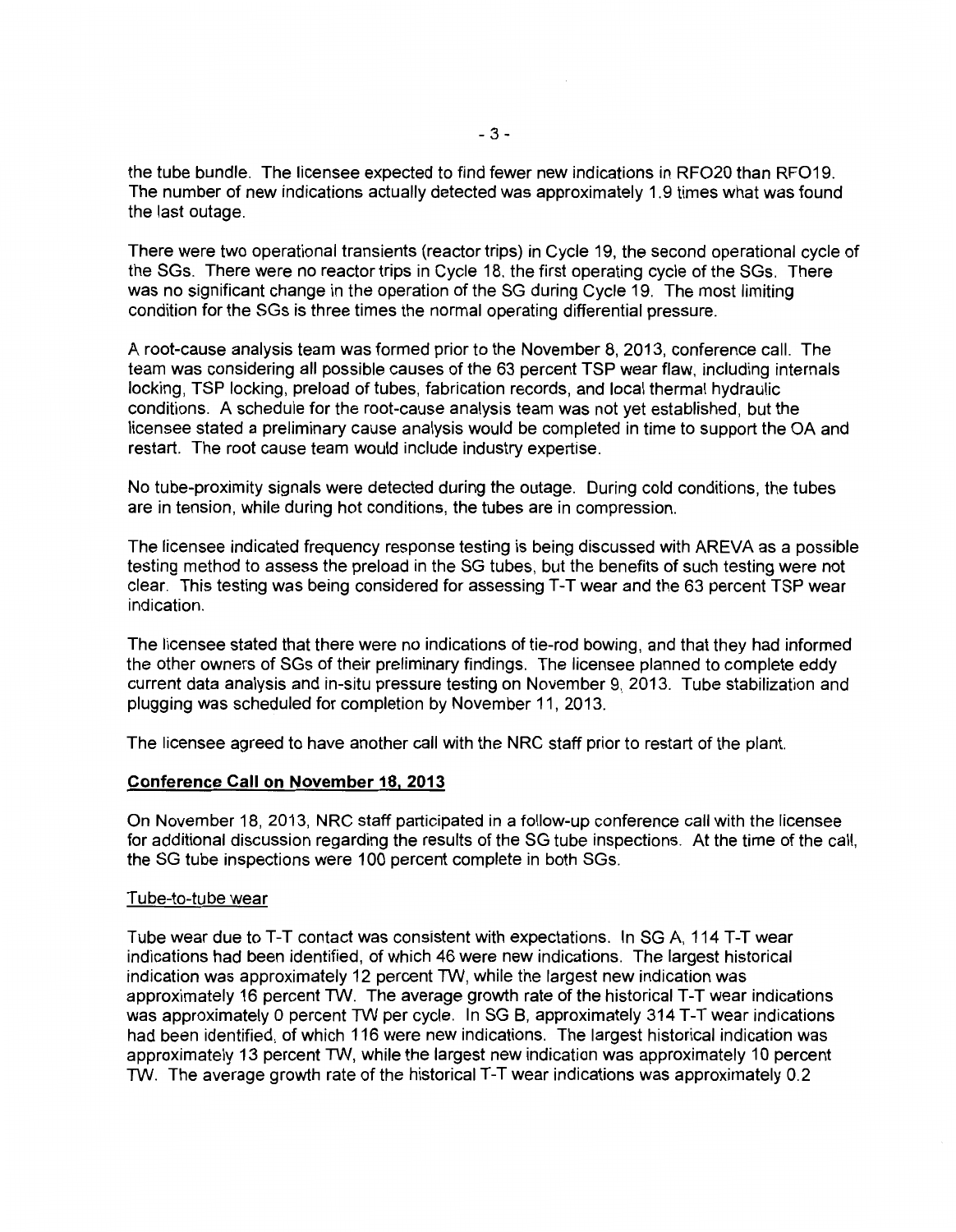the tube bundle. The licensee expected to find fewer new indications in RFO20 than RFO19. The number of new indications actually detected was approximately 1.9 times what was found the last outage.

There were two operational transients (reactor trips) in Cycle 19, the second operational cycle of the SGs. There were no reactor trips in Cycle 18, the first operating cycle of the SGs. There was no significant change in the operation of the SG during Cycle 19. The most limiting condition for the SGs is three times the normal operating differential pressure.

A root-cause analysis team was formed prior to the November 8, 2013, conference call. The team was considering all possible causes of the 63 percent TSP wear flaw, including internals locking, TSP locking, preload of tubes, fabrication records, and local thermal hydraulic conditions. A schedule for the root-cause analysis team was not yet established, but the licensee stated a preliminary cause analysis would be completed in time to support the OA and restart. The root cause team would include industry expertise.

No tube-proximity signals were detected during the outage. During cold conditions, the tubes are in tension, while during hot conditions, the tubes are in compression.

The licensee indicated frequency response testing is being discussed with AREVA as a possible testing method to assess the preload in the SG tubes, but the benefits of such testing were not clear. This testing was being considered for assessing T-T wear and the 63 percent TSP wear indication.

The licensee stated that there were no indications of tie-rod bowing, and that they had informed the other owners of SGs of their preliminary findings. The licensee planned to complete eddy current data analysis and in-situ pressure testing on November 9, 2013. Tube stabilization and plugging was scheduled for completion by November 11, 2013.

The licensee agreed to have another call with the NRC staff prior to restart of the plant.

## Conference Call on November 18, 2013

On November 18, 2013, NRC staff participated in a follow-up conference call with the licensee for additional discussion regarding the results of the SG tube inspections. At the time of the call, the SG tube inspections were 100 percent complete in both SGs.

### Tube-to-tube wear

Tube wear due to T-T contact was consistent with expectations. In SG A, 114 T-T wear indications had been identified, of which 46 were new indications. The largest historical indication was approximately 12 percent TW, while the largest new indication was approximately 16 percent TW. The average growth rate of the historical T-T wear indications was approximately 0 percent TW per cycle. In SG B, approximately 314 T-T wear indications had been identified, of which 116 were new indications. The largest historical indication was approximately 13 percent TW, while the largest new indication was approximately 10 percent TW. The average growth rate of the historical T-T wear indications was approximately 0.2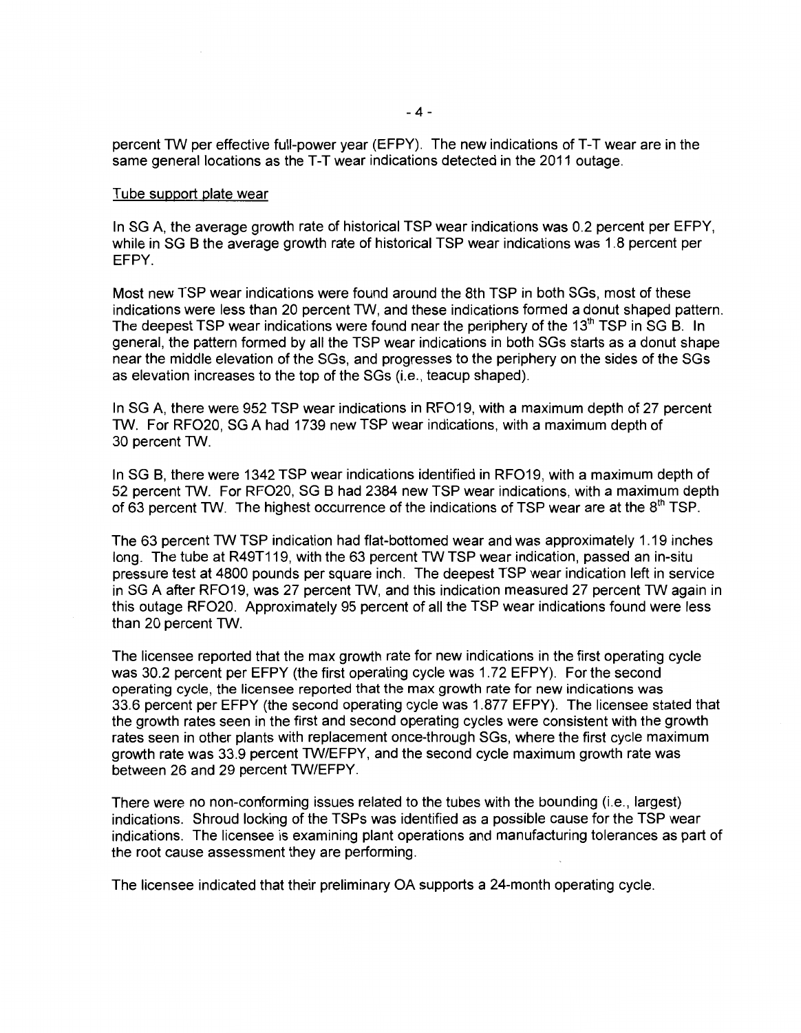percent TW per effective full-power year (EFPY). The new indications of T-T wear are in the same general locations as the T-T wear indications detected in the 2011 outage.

Tube support plate wear

In SG A, the average growth rate of historical TSP wear indications was 0.2 percent per EFPY, while in SG B the average growth rate of historical TSP wear indications was 1.8 percent per EFPY.

Most new TSP wear indications were found around the 8th TSP in both SGs, most of these indications were less than 20 percent TW, and these indications formed a donut shaped pattern. The deepest TSP wear indications were found near the periphery of the 13th TSP in SG B. In general, the pattern formed by all the TSP wear indications in both SGs starts as a donut shape near the middle elevation of the SGs, and progresses to the periphery on the sides of the SGs as elevation increases to the top of the SGs (i.e., teacup shaped).

In SG A, there were 952 TSP wear indications in RFO19, with a maximum depth of 27 percent TW. For RFO20, SG A had 1739 new TSP wear indications, with a maximum depth of 30 percent TW.

In SG B, there were 1342 TSP wear indications identified in RFO19, with a maximum depth of 52 percent TW. For RFO20, SG B had 2384 new TSP wear indications, with a maximum depth of 63 percent TW. The highest occurrence of the indications of TSP wear are at the 8th TSP.

The 63 percent TW TSP indication had flat-bottomed wear and was approximately 1.19 inches long. The tube at R49T119, with the 63 percent TW TSP wear indication, passed an in-situ pressure test at 4800 pounds per square inch. The deepest TSP wear indication left in service in SG A after RFO19, was 27 percent TW, and this indication measured 27 percent TW again in this outage RFO20. Approximately 95 percent of all the TSP wear indications found were less than 20 percent TW.

The licensee reported that the max growth rate for new indications in the first operating cycle was 30.2 percent per EFPY (the first operating cycle was 1.72 EFPY). For the second operating cycle, the licensee reported that the max growth rate for new indications was 33.6 percent per EFPY (the second operating cycle was 1.877 EFPY). The licensee stated that the growth rates seen in the first and second operating cycles were consistent with the growth rates seen in other plants with replacement once-through SGs, where the first cycle maximum growth rate was 33.9 percent TW/EFPY, and the second cycle maximum growth rate was between 26 and 29 percent TW/EFPY.

There were no non-conforming issues related to the tubes with the bounding (i.e., largest) indications. Shroud locking of the TSPs was identified as a possible cause for the TSP wear indications. The licensee is examining plant operations and manufacturing tolerances as part of the root cause assessment they are performing.

The licensee indicated that their preliminary OA supports a 24-month operating cycle.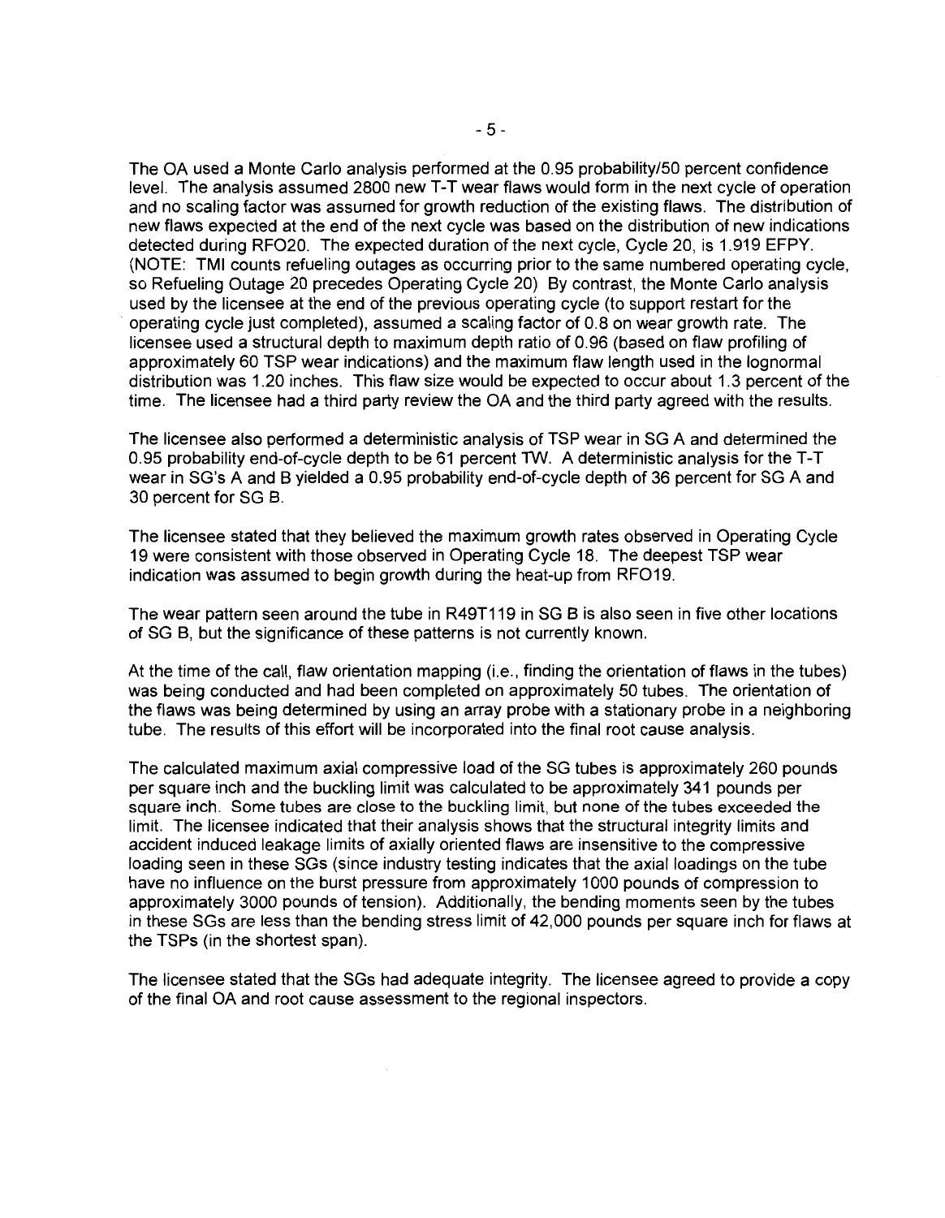The OA used a Monte Carlo analysis performed at the 0.95 probability/50 percent confidence level. The analysis assumed 2800 new T-T wear flaws would form in the next cycle of operation and no scaling factor was assumed for growth reduction of the existing flaws. The distribution of new flaws expected at the end of the next cycle was based on the distribution of new indications detected during RFO20. The expected duration of the next cycle, Cycle 20, is 1.919 EFPY. (NOTE: TMI counts refueling outages as occurring prior to the same numbered operating cycle, so Refueling Outage 20 precedes Operating Cycle 20) By contrast, the Monte Carlo analysis used by the licensee at the end of the previous operating cycle (to support restart for the operating cycle just completed), assumed a scaling factor of 0.8 on wear growth rate. The licensee used a structural depth to maximum depth ratio of 0.96 (based on flaw profiling of approximately 60 TSP wear indications) and the maximum flaw length used in the lognormal distribution was 1.20 inches. This flaw size would be expected to occur about 1.3 percent of the time. The licensee had a third party review the OA and the third party agreed with the results.

The licensee also performed a deterministic analysis of TSP wear in SG A and determined the 0.95 probability end-of-cycle depth to be 61 percent TW. A deterministic analysis for the T-T wear in SG's A and B yielded a 0.95 probability end-of-cycle depth of 36 percent for SG A and 30 percent for SG B.

The licensee stated that they believed the maximum growth rates observed in Operating Cycle 19 were consistent with those observed in Operating Cycle 18. The deepest TSP wear indication was assumed to begin growth during the heat-up from RFO19.

The wear pattern seen around the tube in R49T119 in SG B is also seen in five other locations of SG B, but the significance of these patterns is not currently known.

At the time of the call, flaw orientation mapping (i.e., finding the orientation of flaws in the tubes) was being conducted and had been completed on approximately 50 tubes. The orientation of the flaws was being determined by using an array probe with a stationary probe in a neighboring tube. The results of this effort will be incorporated into the final root cause analysis.

The calculated maximum axial compressive load of the SG tubes is approximately 260 pounds per square inch and the buckling limit was calculated to be approximately 341 pounds per square inch. Some tubes are close to the buckling limit, but none of the tubes exceeded the limit. The licensee indicated that their analysis shows that the structural integrity limits and accident induced leakage limits of axially oriented flaws are insensitive to the compressive loading seen in these SGs (since industry testing indicates that the axial loadings on the tube have no influence on the burst pressure from approximately 1000 pounds of compression to approximately 3000 pounds of tension). Additionally, the bending moments seen by the tubes in these SGs are less than the bending stress limit of 42,000 pounds per square inch for flaws at the TSPs (in the shortest span).

The licensee stated that the SGs had adequate integrity. The licensee agreed to provide a copy of the final OA and root cause assessment to the regional inspectors.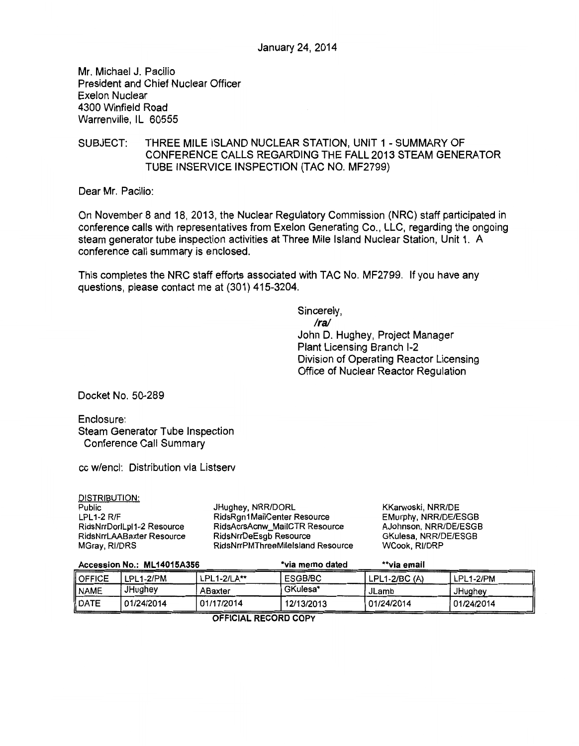January 24, 2014

Mr. Michael J. Pacilio
President and Chief Nuclear Officer
Exelon Nuclear
4300 Winfield Road
Warrenville, IL 60555

SUBJECT: THREE MILE ISLAND NUCLEAR STATION, UNIT 1 - SUMMARY OF CONFERENCE CALLS REGARDING THE FALL 2013 STEAM GENERATOR TUBE INSERVICE INSPECTION (TAC NO. MF2799)

Dear Mr. Pacilio:

On November 8 and 18, 2013, the Nuclear Regulatory Commission (NRC) staff participated in conference calls with representatives from Exelon Generating Co., LLC, regarding the ongoing steam generator tube inspection activities at Three Mile Island Nuclear Station, Unit 1. A conference call summary is enclosed.

This completes the NRC staff efforts associated with TAC No. MF2799. If you have any questions, please contact me at (301) 415-3204.

Sincerely,

*/ra/*

John D. Hughey, Project Manager
Plant Licensing Branch I-2
Division of Operating Reactor Licensing
Office of Nuclear Reactor Regulation

Docket No. 50-289

Enclosure:
Steam Generator Tube Inspection
Conference Call Summary

cc w/encl: Distribution via Listserv

DISTRIBUTION:

| | | |
|---|---|---|
| Public | JHughey, NRR/DORL | KKarwoski, NRR/DE |
| LPL1-2 R/F | RidsRgn1MailCenter Resource | EMurphy, NRR/DE/ESGB |
| RidsNrrDorlLpl1-2 Resource | RidsAcrsAcnw_MailCTR Resource | AJohnson, NRR/DE/ESGB |
| RidsNrrLAABaxter Resource | RidsNrrDeEsgb Resource | GKulesa, NRR/DE/ESGB |
| MGray, RI/DRS | RidsNrrPMThreeMileIsland Resource | WCook, RI/DRP |

**Accession No.: ML14015A356** *via memo dated **via email

| OFFICE | LPL1-2/PM | LPL1-2/LA** | ESGB/BC | LPL1-2/BC (A) | LPL1-2/PM |
|---|---|---|---|---|---|
| NAME | JHughey | ABaxter | GKulesa* | JLamb | JHughey |
| DATE | 01/24/2014 | 01/17/2014 | 12/13/2013 | 01/24/2014 | 01/24/2014 |

**OFFICIAL RECORD COPY**